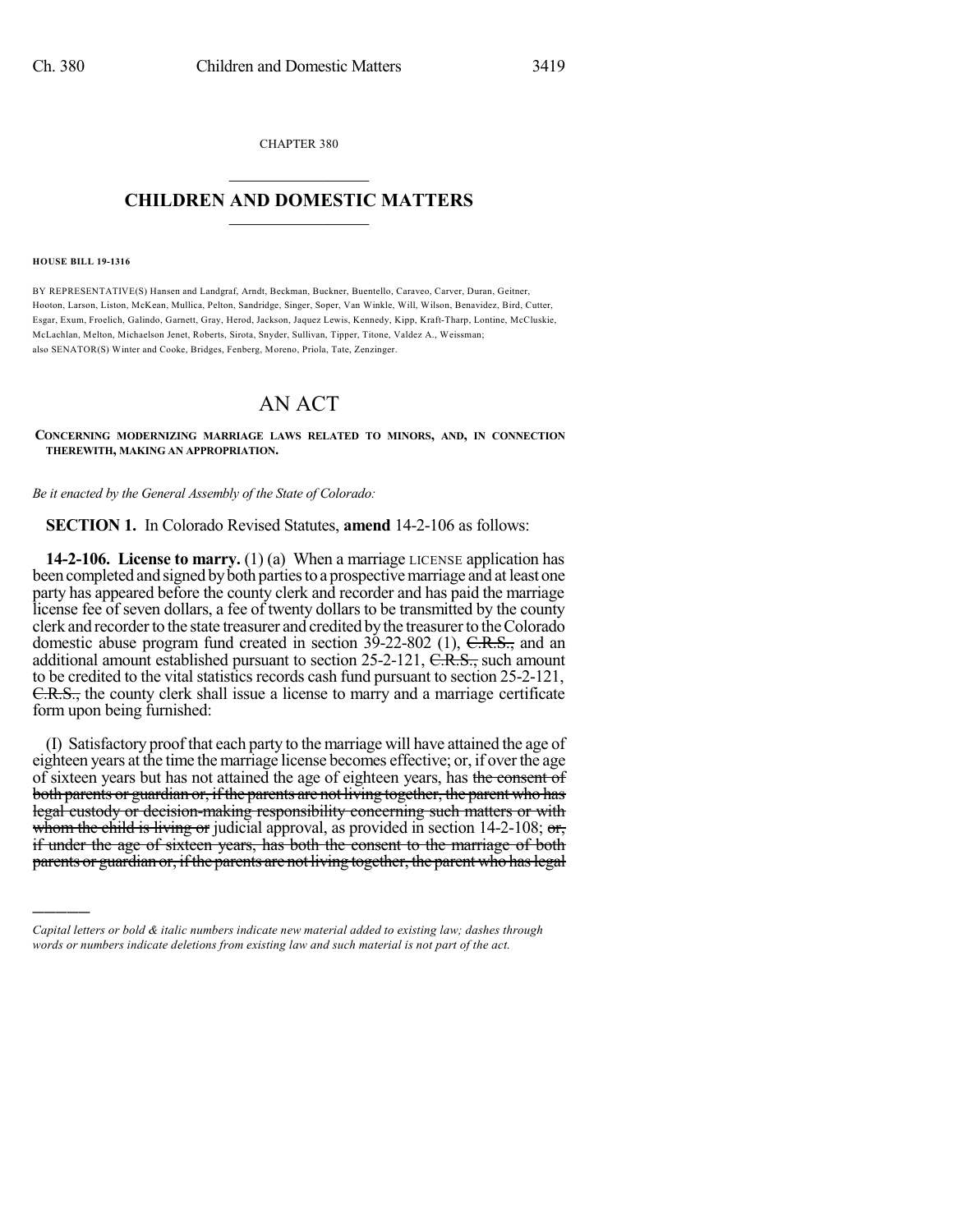CHAPTER 380

## CHILDREN AND DOMESTIC MATTERS

**HOUSE BILL 19-1316**

BY REPRESENTATIVE(S) Hansen and Landgraf, Arndt, Beckman, Buckner, Buentello, Caraveo, Carver, Duran, Geitner, Hooton, Larson, Liston, McKean, Mullica, Pelton, Sandridge, Singer, Soper, Van Winkle, Will, Wilson, Benavidez, Bird, Cutter, Esgar, Exum, Froelich, Galindo, Garnett, Gray, Herod, Jackson, Jaquez Lewis, Kennedy, Kipp, Kraft-Tharp, Lontine, McCluskie, McLachlan, Melton, Michaelson Jenet, Roberts, Sirota, Snyder, Sullivan, Tipper, Titone, Valdez A., Weissman; also SENATOR(S) Winter and Cooke, Bridges, Fenberg, Moreno, Priola, Tate, Zenzinger.

# AN ACT

**CONCERNING MODERNIZING MARRIAGE LAWS RELATED TO MINORS, AND, IN CONNECTION THEREWITH, MAKING AN APPROPRIATION.**

*Be it enacted by the General Assembly of the State of Colorado:*

**SECTION 1.** In Colorado Revised Statutes, **amend** 14-2-106 as follows:

**14-2-106. License to marry.** (1) (a) When a marriage LICENSE application has been completed and signed by both parties to a prospective marriage and at least one party has appeared before the county clerk and recorder and has paid the marriage license fee of seven dollars, a fee of twenty dollars to be transmitted by the county clerk and recorder to the state treasurer and credited by the treasurer to the Colorado domestic abuse program fund created in section 39-22-802 (1), ~~C.R.S.,~~ and an additional amount established pursuant to section 25-2-121, ~~C.R.S.,~~ such amount to be credited to the vital statistics records cash fund pursuant to section 25-2-121, ~~C.R.S.,~~ the county clerk shall issue a license to marry and a marriage certificate form upon being furnished:

(I) Satisfactory proof that each party to the marriage will have attained the age of eighteen years at the time the marriage license becomes effective; or, if over the age of sixteen years but has not attained the age of eighteen years, has ~~the consent of both parents or guardian or, if the parents are not living together, the parent who has legal custody or decision-making responsibility concerning such matters or with whom the child is living or~~ judicial approval, as provided in section 14-2-108; ~~or, if under the age of sixteen years, has both the consent to the marriage of both parents or guardian or, if the parents are not living together, the parent who has legal~~

---

*Capital letters or bold & italic numbers indicate new material added to existing law; dashes through words or numbers indicate deletions from existing law and such material is not part of the act.*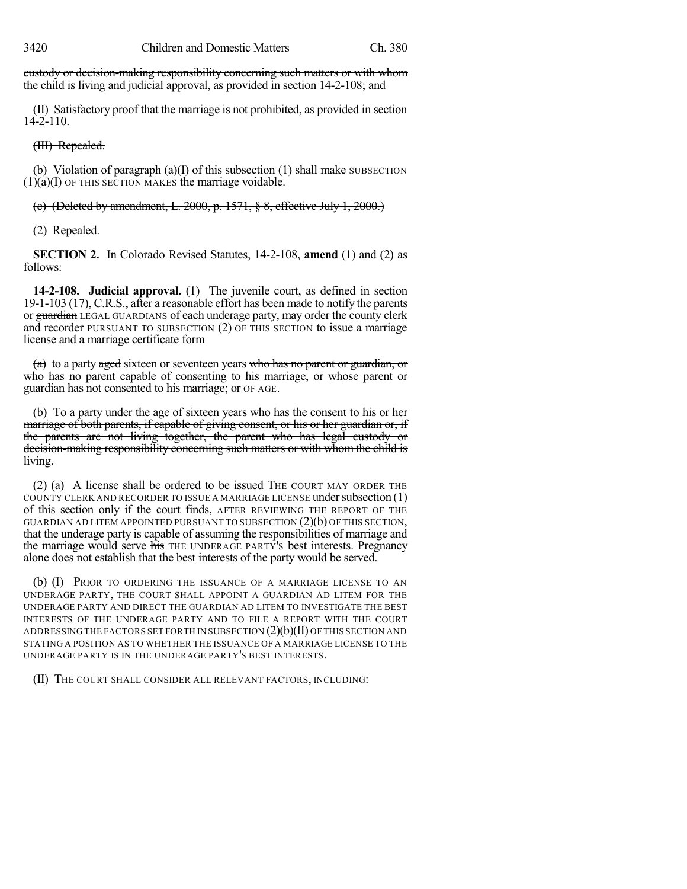~~custody or decision-making responsibility concerning such matters or with whom the child is living and judicial approval, as provided in section 14-2-108;~~ and

(II) Satisfactory proof that the marriage is not prohibited, as provided in section 14-2-110.

~~(III) Repealed.~~

(b) Violation of ~~paragraph (a)(I) of this subsection (1) shall make~~ SUBSECTION (1)(a)(I) OF THIS SECTION MAKES the marriage voidable.

~~(c) (Deleted by amendment, L. 2000, p. 1571, § 8, effective July 1, 2000.)~~

(2) Repealed.

**SECTION 2.** In Colorado Revised Statutes, 14-2-108, **amend** (1) and (2) as follows:

**14-2-108. Judicial approval.** (1) The juvenile court, as defined in section 19-1-103 (17), ~~C.R.S.,~~ after a reasonable effort has been made to notify the parents or ~~guardian~~ LEGAL GUARDIANS of each underage party, may order the county clerk and recorder PURSUANT TO SUBSECTION (2) OF THIS SECTION to issue a marriage license and a marriage certificate form

~~(a)~~ to a party ~~aged~~ sixteen or seventeen years ~~who has no parent or guardian, or who has no parent capable of consenting to his marriage, or whose parent or guardian has not consented to his marriage; or~~ OF AGE.

~~(b) To a party under the age of sixteen years who has the consent to his or her marriage of both parents, if capable of giving consent, or his or her guardian or, if the parents are not living together, the parent who has legal custody or decision-making responsibility concerning such matters or with whom the child is living.~~

(2) (a) ~~A license shall be ordered to be issued~~ THE COURT MAY ORDER THE COUNTY CLERK AND RECORDER TO ISSUE A MARRIAGE LICENSE under subsection (1) of this section only if the court finds, AFTER REVIEWING THE REPORT OF THE GUARDIAN AD LITEM APPOINTED PURSUANT TO SUBSECTION (2)(b) OF THIS SECTION, that the underage party is capable of assuming the responsibilities of marriage and the marriage would serve ~~his~~ THE UNDERAGE PARTY'S best interests. Pregnancy alone does not establish that the best interests of the party would be served.

(b) (I) PRIOR TO ORDERING THE ISSUANCE OF A MARRIAGE LICENSE TO AN UNDERAGE PARTY, THE COURT SHALL APPOINT A GUARDIAN AD LITEM FOR THE UNDERAGE PARTY AND DIRECT THE GUARDIAN AD LITEM TO INVESTIGATE THE BEST INTERESTS OF THE UNDERAGE PARTY AND TO FILE A REPORT WITH THE COURT ADDRESSING THE FACTORS SET FORTH IN SUBSECTION (2)(b)(II) OF THIS SECTION AND STATING A POSITION AS TO WHETHER THE ISSUANCE OF A MARRIAGE LICENSE TO THE UNDERAGE PARTY IS IN THE UNDERAGE PARTY'S BEST INTERESTS.

(II) THE COURT SHALL CONSIDER ALL RELEVANT FACTORS, INCLUDING: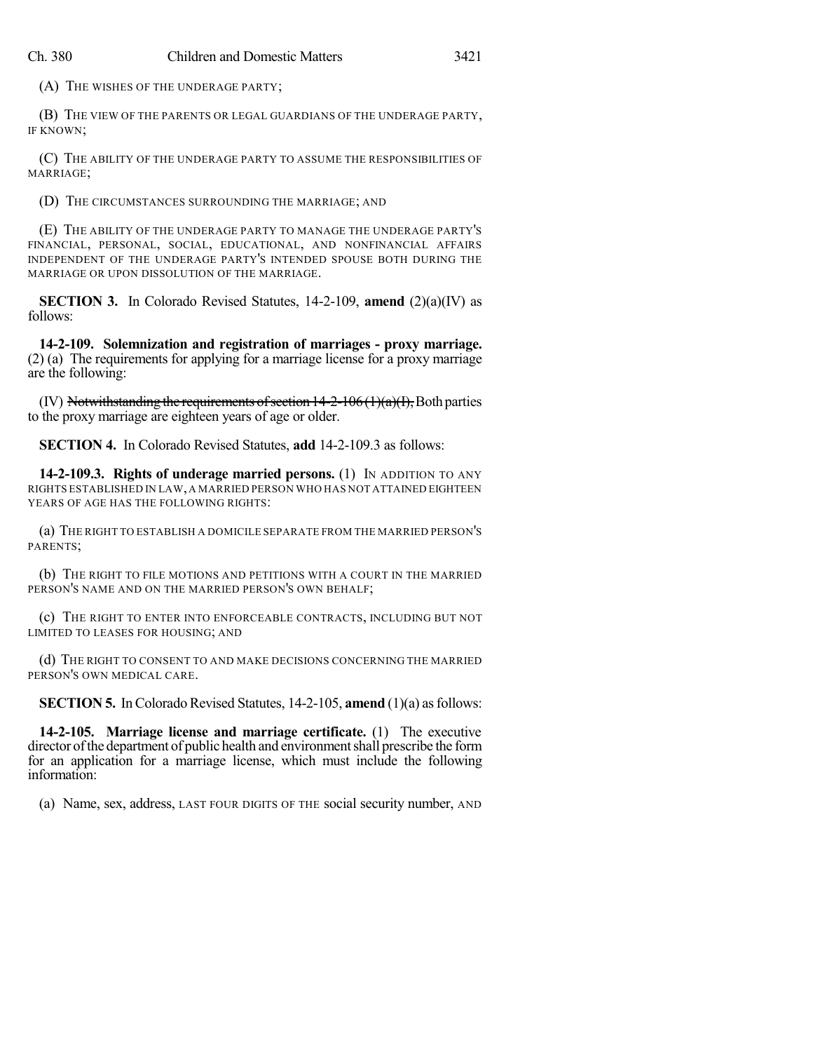(A) THE WISHES OF THE UNDERAGE PARTY;

(B) THE VIEW OF THE PARENTS OR LEGAL GUARDIANS OF THE UNDERAGE PARTY, IF KNOWN;

(C) THE ABILITY OF THE UNDERAGE PARTY TO ASSUME THE RESPONSIBILITIES OF MARRIAGE;

(D) THE CIRCUMSTANCES SURROUNDING THE MARRIAGE; AND

(E) THE ABILITY OF THE UNDERAGE PARTY TO MANAGE THE UNDERAGE PARTY'S FINANCIAL, PERSONAL, SOCIAL, EDUCATIONAL, AND NONFINANCIAL AFFAIRS INDEPENDENT OF THE UNDERAGE PARTY'S INTENDED SPOUSE BOTH DURING THE MARRIAGE OR UPON DISSOLUTION OF THE MARRIAGE.

**SECTION 3.** In Colorado Revised Statutes, 14-2-109, **amend** (2)(a)(IV) as follows:

**14-2-109. Solemnization and registration of marriages - proxy marriage.** (2) (a) The requirements for applying for a marriage license for a proxy marriage are the following:

(IV) ~~Notwithstanding the requirements of section 14-2-106 (1)(a)(I),~~ Both parties to the proxy marriage are eighteen years of age or older.

**SECTION 4.** In Colorado Revised Statutes, **add** 14-2-109.3 as follows:

**14-2-109.3. Rights of underage married persons.** (1) IN ADDITION TO ANY RIGHTS ESTABLISHED IN LAW, A MARRIED PERSON WHO HAS NOT ATTAINED EIGHTEEN YEARS OF AGE HAS THE FOLLOWING RIGHTS:

(a) THE RIGHT TO ESTABLISH A DOMICILE SEPARATE FROM THE MARRIED PERSON'S PARENTS;

(b) THE RIGHT TO FILE MOTIONS AND PETITIONS WITH A COURT IN THE MARRIED PERSON'S NAME AND ON THE MARRIED PERSON'S OWN BEHALF;

(c) THE RIGHT TO ENTER INTO ENFORCEABLE CONTRACTS, INCLUDING BUT NOT LIMITED TO LEASES FOR HOUSING; AND

(d) THE RIGHT TO CONSENT TO AND MAKE DECISIONS CONCERNING THE MARRIED PERSON'S OWN MEDICAL CARE.

**SECTION 5.** In Colorado Revised Statutes, 14-2-105, **amend** (1)(a) as follows:

**14-2-105. Marriage license and marriage certificate.** (1) The executive director of the department of public health and environment shall prescribe the form for an application for a marriage license, which must include the following information:

(a) Name, sex, address, LAST FOUR DIGITS OF THE social security number, AND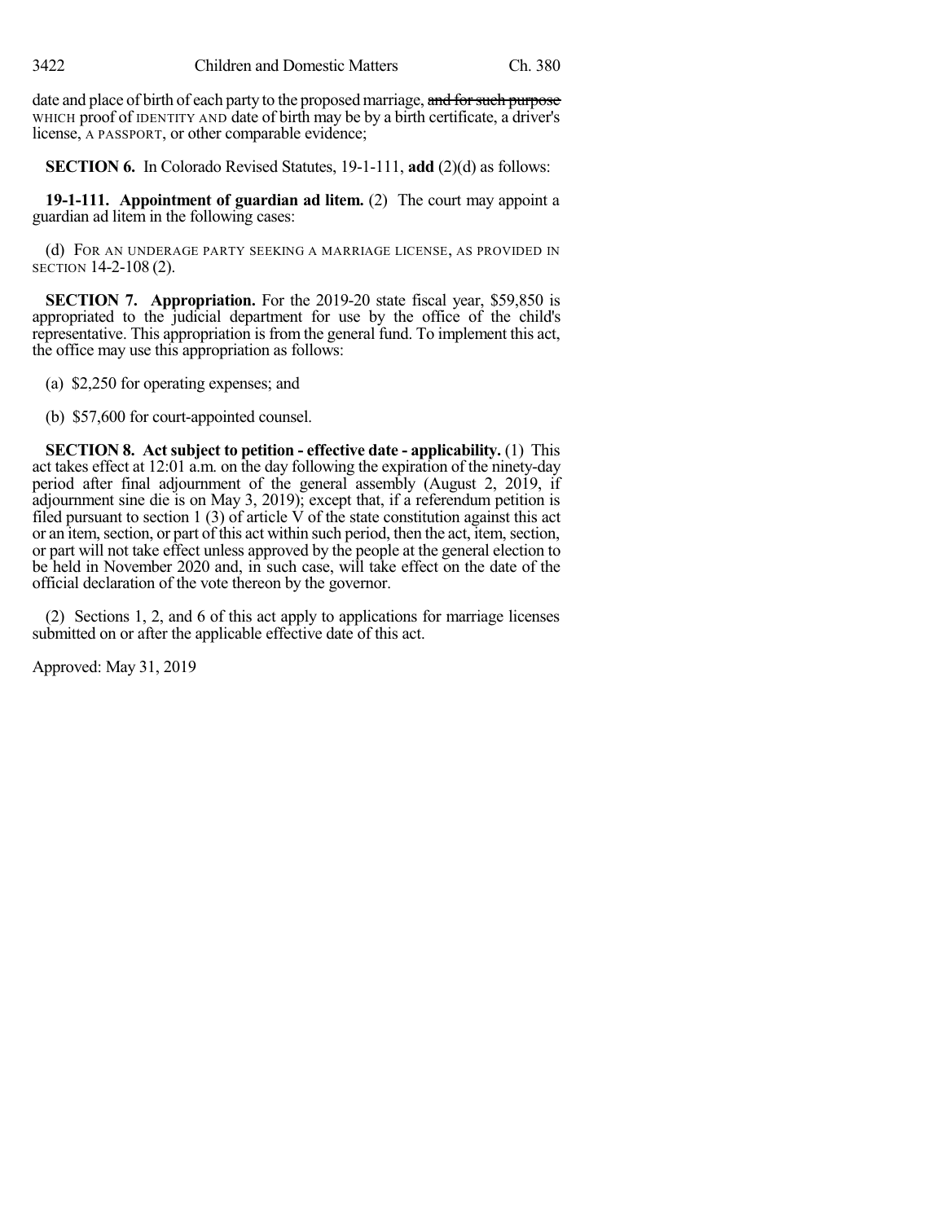date and place of birth of each party to the proposed marriage, ~~and for such purpose~~ WHICH proof of IDENTITY AND date of birth may be by a birth certificate, a driver's license, A PASSPORT, or other comparable evidence;

**SECTION 6.** In Colorado Revised Statutes, 19-1-111, **add** (2)(d) as follows:

**19-1-111. Appointment of guardian ad litem.** (2) The court may appoint a guardian ad litem in the following cases:

(d) FOR AN UNDERAGE PARTY SEEKING A MARRIAGE LICENSE, AS PROVIDED IN SECTION 14-2-108 (2).

**SECTION 7. Appropriation.** For the 2019-20 state fiscal year, $59,850 is appropriated to the judicial department for use by the office of the child's representative. This appropriation is from the general fund. To implement this act, the office may use this appropriation as follows:

(a) $2,250 for operating expenses; and

(b) $57,600 for court-appointed counsel.

**SECTION 8. Act subject to petition - effective date - applicability.** (1) This act takes effect at 12:01 a.m. on the day following the expiration of the ninety-day period after final adjournment of the general assembly (August 2, 2019, if adjournment sine die is on May 3, 2019); except that, if a referendum petition is filed pursuant to section 1 (3) of article V of the state constitution against this act or an item, section, or part of this act within such period, then the act, item, section, or part will not take effect unless approved by the people at the general election to be held in November 2020 and, in such case, will take effect on the date of the official declaration of the vote thereon by the governor.

(2) Sections 1, 2, and 6 of this act apply to applications for marriage licenses submitted on or after the applicable effective date of this act.

Approved: May 31, 2019